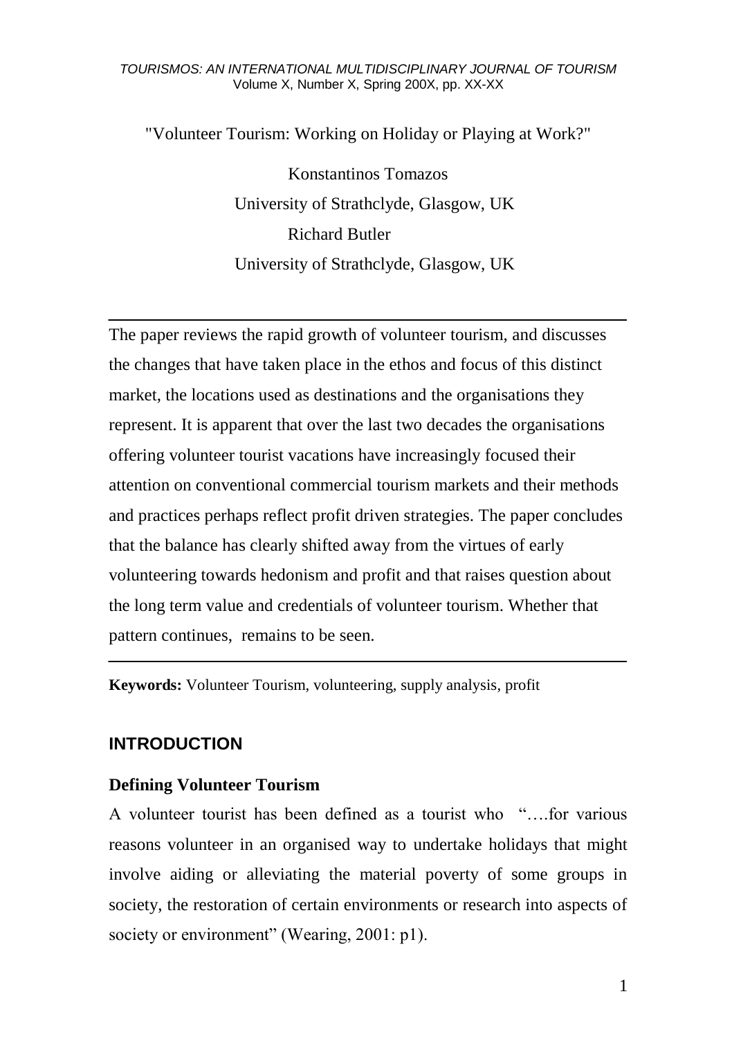"Volunteer Tourism: Working on Holiday or Playing at Work?"

Konstantinos Tomazos
University of Strathclyde, Glasgow, UK
Richard Butler
University of Strathclyde, Glasgow, UK

---

The paper reviews the rapid growth of volunteer tourism, and discusses the changes that have taken place in the ethos and focus of this distinct market, the locations used as destinations and the organisations they represent. It is apparent that over the last two decades the organisations offering volunteer tourist vacations have increasingly focused their attention on conventional commercial tourism markets and their methods and practices perhaps reflect profit driven strategies. The paper concludes that the balance has clearly shifted away from the virtues of early volunteering towards hedonism and profit and that raises question about the long term value and credentials of volunteer tourism. Whether that pattern continues, remains to be seen.

---

**Keywords:** Volunteer Tourism, volunteering, supply analysis, profit

## INTRODUCTION

### Defining Volunteer Tourism

A volunteer tourist has been defined as a tourist who "….for various reasons volunteer in an organised way to undertake holidays that might involve aiding or alleviating the material poverty of some groups in society, the restoration of certain environments or research into aspects of society or environment" (Wearing, 2001: p1).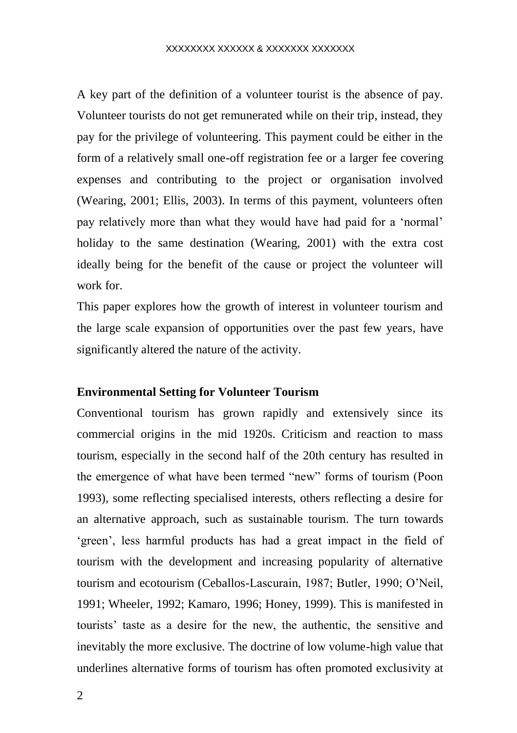A key part of the definition of a volunteer tourist is the absence of pay. Volunteer tourists do not get remunerated while on their trip, instead, they pay for the privilege of volunteering. This payment could be either in the form of a relatively small one-off registration fee or a larger fee covering expenses and contributing to the project or organisation involved (Wearing, 2001; Ellis, 2003). In terms of this payment, volunteers often pay relatively more than what they would have had paid for a 'normal' holiday to the same destination (Wearing, 2001) with the extra cost ideally being for the benefit of the cause or project the volunteer will work for.

This paper explores how the growth of interest in volunteer tourism and the large scale expansion of opportunities over the past few years, have significantly altered the nature of the activity.

## Environmental Setting for Volunteer Tourism

Conventional tourism has grown rapidly and extensively since its commercial origins in the mid 1920s. Criticism and reaction to mass tourism, especially in the second half of the 20th century has resulted in the emergence of what have been termed "new" forms of tourism (Poon 1993), some reflecting specialised interests, others reflecting a desire for an alternative approach, such as sustainable tourism. The turn towards 'green', less harmful products has had a great impact in the field of tourism with the development and increasing popularity of alternative tourism and ecotourism (Ceballos-Lascurain, 1987; Butler, 1990; O'Neil, 1991; Wheeler, 1992; Kamaro, 1996; Honey, 1999). This is manifested in tourists' taste as a desire for the new, the authentic, the sensitive and inevitably the more exclusive. The doctrine of low volume-high value that underlines alternative forms of tourism has often promoted exclusivity at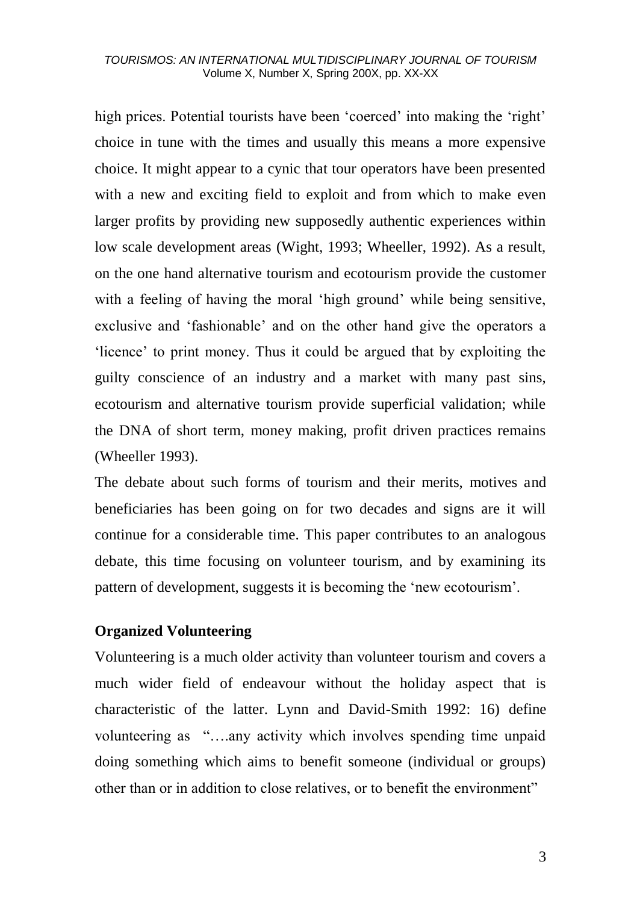high prices. Potential tourists have been 'coerced' into making the 'right' choice in tune with the times and usually this means a more expensive choice. It might appear to a cynic that tour operators have been presented with a new and exciting field to exploit and from which to make even larger profits by providing new supposedly authentic experiences within low scale development areas (Wight, 1993; Wheeller, 1992). As a result, on the one hand alternative tourism and ecotourism provide the customer with a feeling of having the moral 'high ground' while being sensitive, exclusive and 'fashionable' and on the other hand give the operators a 'licence' to print money. Thus it could be argued that by exploiting the guilty conscience of an industry and a market with many past sins, ecotourism and alternative tourism provide superficial validation; while the DNA of short term, money making, profit driven practices remains (Wheeller 1993).

The debate about such forms of tourism and their merits, motives and beneficiaries has been going on for two decades and signs are it will continue for a considerable time. This paper contributes to an analogous debate, this time focusing on volunteer tourism, and by examining its pattern of development, suggests it is becoming the 'new ecotourism'.

**Organized Volunteering**

Volunteering is a much older activity than volunteer tourism and covers a much wider field of endeavour without the holiday aspect that is characteristic of the latter. Lynn and David-Smith 1992: 16) define volunteering as "….any activity which involves spending time unpaid doing something which aims to benefit someone (individual or groups) other than or in addition to close relatives, or to benefit the environment"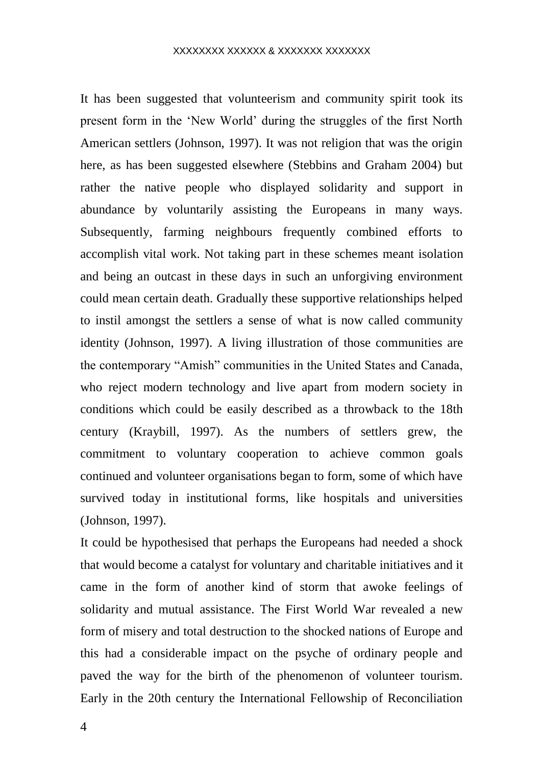It has been suggested that volunteerism and community spirit took its present form in the 'New World' during the struggles of the first North American settlers (Johnson, 1997). It was not religion that was the origin here, as has been suggested elsewhere (Stebbins and Graham 2004) but rather the native people who displayed solidarity and support in abundance by voluntarily assisting the Europeans in many ways. Subsequently, farming neighbours frequently combined efforts to accomplish vital work. Not taking part in these schemes meant isolation and being an outcast in these days in such an unforgiving environment could mean certain death. Gradually these supportive relationships helped to instil amongst the settlers a sense of what is now called community identity (Johnson, 1997). A living illustration of those communities are the contemporary "Amish" communities in the United States and Canada, who reject modern technology and live apart from modern society in conditions which could be easily described as a throwback to the 18th century (Kraybill, 1997). As the numbers of settlers grew, the commitment to voluntary cooperation to achieve common goals continued and volunteer organisations began to form, some of which have survived today in institutional forms, like hospitals and universities (Johnson, 1997).

It could be hypothesised that perhaps the Europeans had needed a shock that would become a catalyst for voluntary and charitable initiatives and it came in the form of another kind of storm that awoke feelings of solidarity and mutual assistance. The First World War revealed a new form of misery and total destruction to the shocked nations of Europe and this had a considerable impact on the psyche of ordinary people and paved the way for the birth of the phenomenon of volunteer tourism. Early in the 20th century the International Fellowship of Reconciliation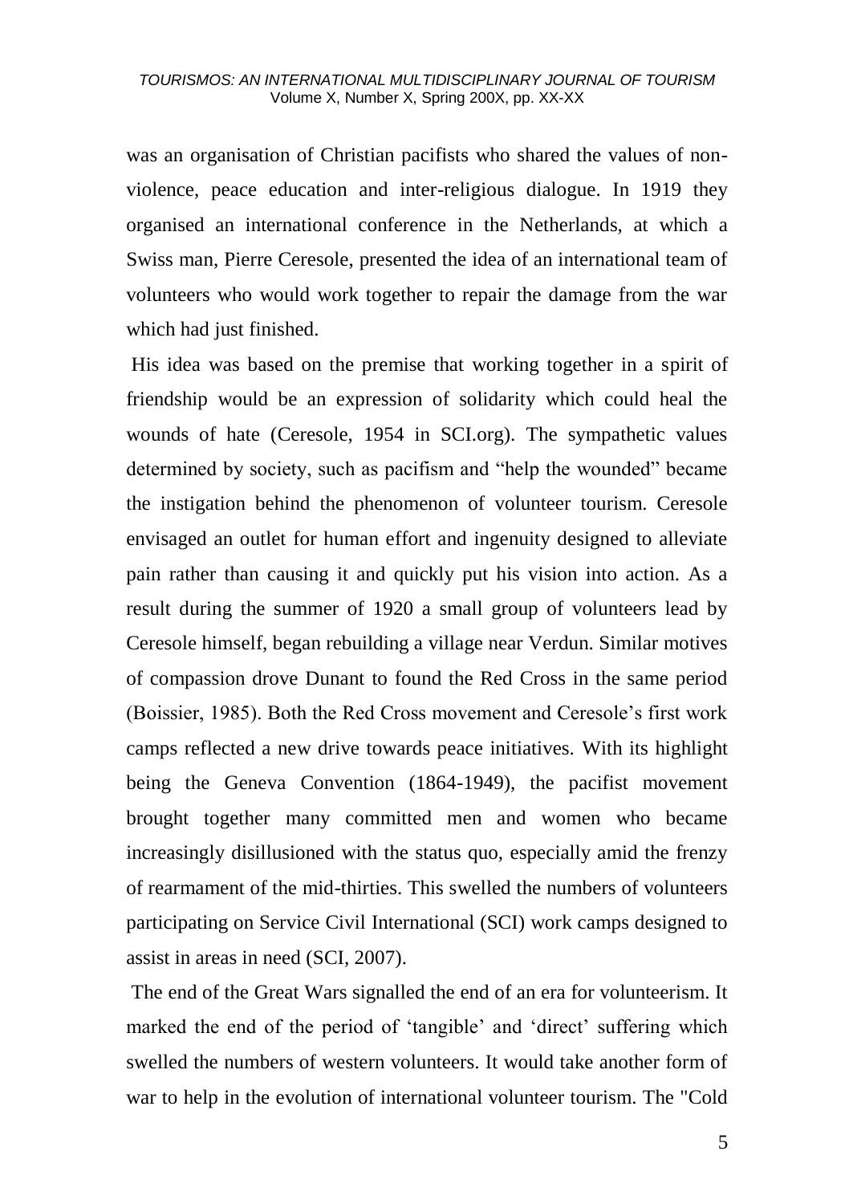was an organisation of Christian pacifists who shared the values of non-violence, peace education and inter-religious dialogue. In 1919 they organised an international conference in the Netherlands, at which a Swiss man, Pierre Ceresole, presented the idea of an international team of volunteers who would work together to repair the damage from the war which had just finished.

His idea was based on the premise that working together in a spirit of friendship would be an expression of solidarity which could heal the wounds of hate (Ceresole, 1954 in SCI.org). The sympathetic values determined by society, such as pacifism and "help the wounded" became the instigation behind the phenomenon of volunteer tourism. Ceresole envisaged an outlet for human effort and ingenuity designed to alleviate pain rather than causing it and quickly put his vision into action. As a result during the summer of 1920 a small group of volunteers lead by Ceresole himself, began rebuilding a village near Verdun. Similar motives of compassion drove Dunant to found the Red Cross in the same period (Boissier, 1985). Both the Red Cross movement and Ceresole's first work camps reflected a new drive towards peace initiatives. With its highlight being the Geneva Convention (1864-1949), the pacifist movement brought together many committed men and women who became increasingly disillusioned with the status quo, especially amid the frenzy of rearmament of the mid-thirties. This swelled the numbers of volunteers participating on Service Civil International (SCI) work camps designed to assist in areas in need (SCI, 2007).

The end of the Great Wars signalled the end of an era for volunteerism. It marked the end of the period of 'tangible' and 'direct' suffering which swelled the numbers of western volunteers. It would take another form of war to help in the evolution of international volunteer tourism. The "Cold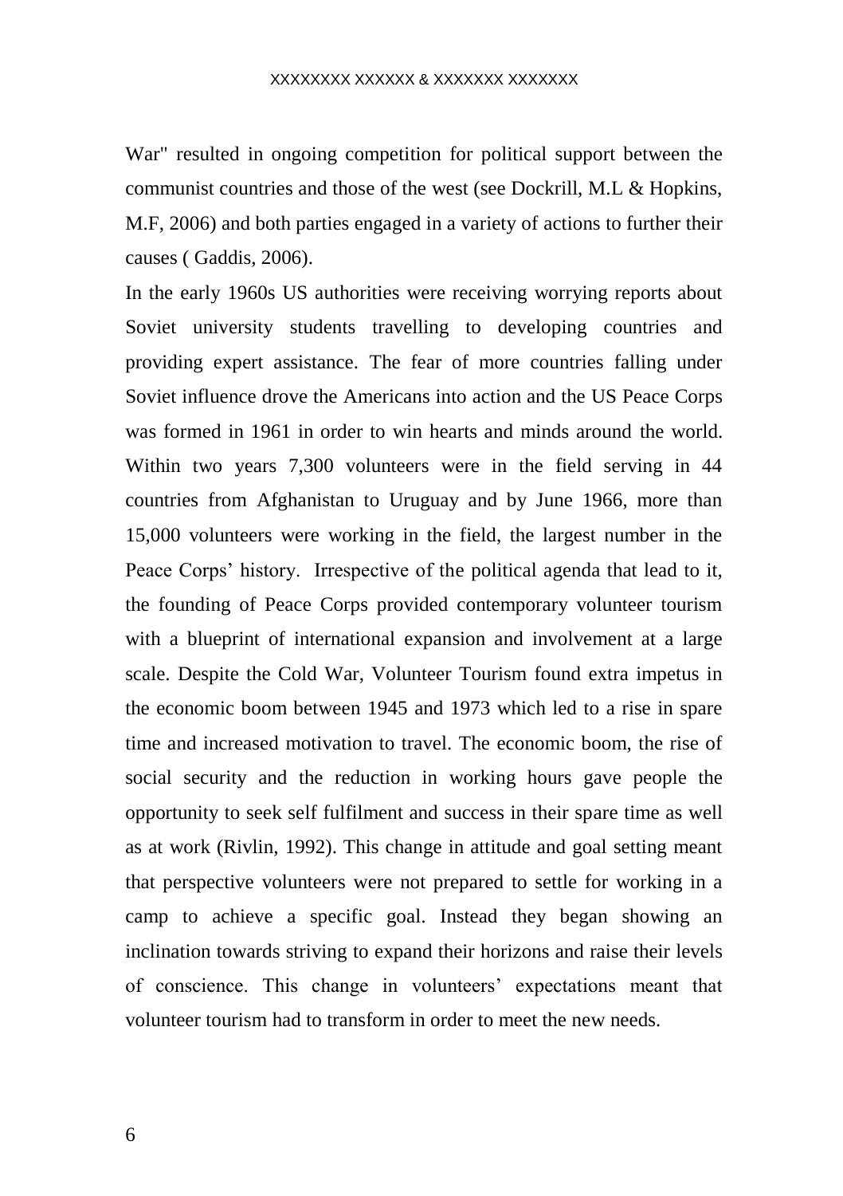War" resulted in ongoing competition for political support between the communist countries and those of the west (see Dockrill, M.L & Hopkins, M.F, 2006) and both parties engaged in a variety of actions to further their causes ( Gaddis, 2006).

In the early 1960s US authorities were receiving worrying reports about Soviet university students travelling to developing countries and providing expert assistance. The fear of more countries falling under Soviet influence drove the Americans into action and the US Peace Corps was formed in 1961 in order to win hearts and minds around the world. Within two years 7,300 volunteers were in the field serving in 44 countries from Afghanistan to Uruguay and by June 1966, more than 15,000 volunteers were working in the field, the largest number in the Peace Corps' history. Irrespective of the political agenda that lead to it, the founding of Peace Corps provided contemporary volunteer tourism with a blueprint of international expansion and involvement at a large scale. Despite the Cold War, Volunteer Tourism found extra impetus in the economic boom between 1945 and 1973 which led to a rise in spare time and increased motivation to travel. The economic boom, the rise of social security and the reduction in working hours gave people the opportunity to seek self fulfilment and success in their spare time as well as at work (Rivlin, 1992). This change in attitude and goal setting meant that perspective volunteers were not prepared to settle for working in a camp to achieve a specific goal. Instead they began showing an inclination towards striving to expand their horizons and raise their levels of conscience. This change in volunteers' expectations meant that volunteer tourism had to transform in order to meet the new needs.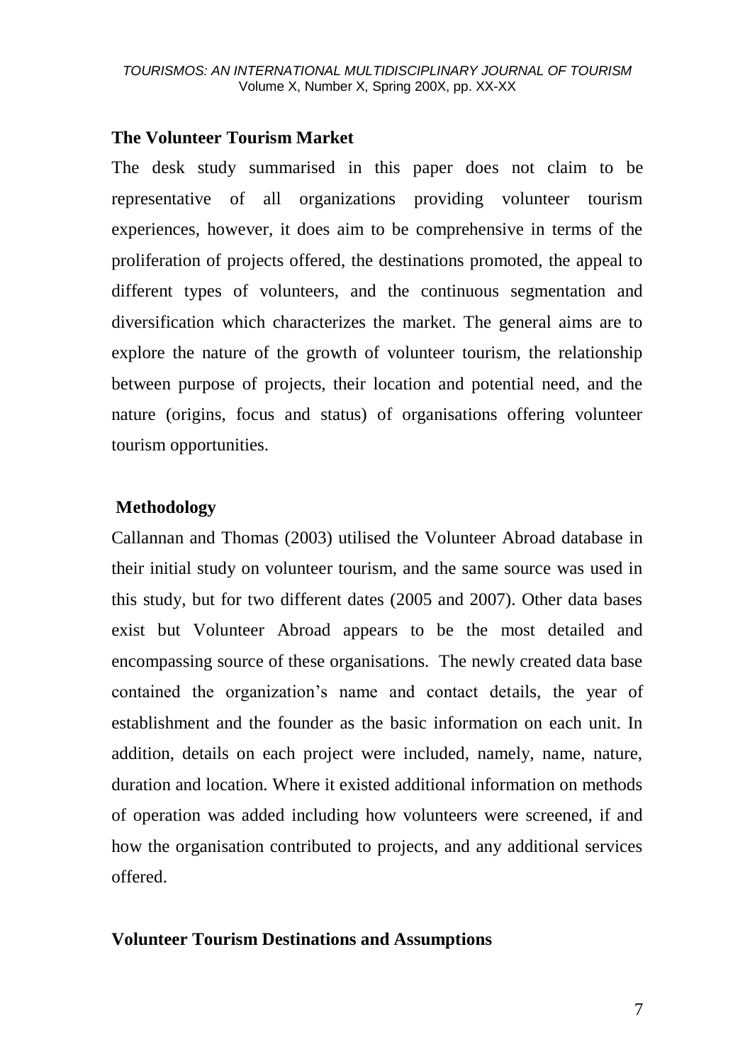## The Volunteer Tourism Market

The desk study summarised in this paper does not claim to be representative of all organizations providing volunteer tourism experiences, however, it does aim to be comprehensive in terms of the proliferation of projects offered, the destinations promoted, the appeal to different types of volunteers, and the continuous segmentation and diversification which characterizes the market. The general aims are to explore the nature of the growth of volunteer tourism, the relationship between purpose of projects, their location and potential need, and the nature (origins, focus and status) of organisations offering volunteer tourism opportunities.

## Methodology

Callannan and Thomas (2003) utilised the Volunteer Abroad database in their initial study on volunteer tourism, and the same source was used in this study, but for two different dates (2005 and 2007). Other data bases exist but Volunteer Abroad appears to be the most detailed and encompassing source of these organisations. The newly created data base contained the organization's name and contact details, the year of establishment and the founder as the basic information on each unit. In addition, details on each project were included, namely, name, nature, duration and location. Where it existed additional information on methods of operation was added including how volunteers were screened, if and how the organisation contributed to projects, and any additional services offered.

## Volunteer Tourism Destinations and Assumptions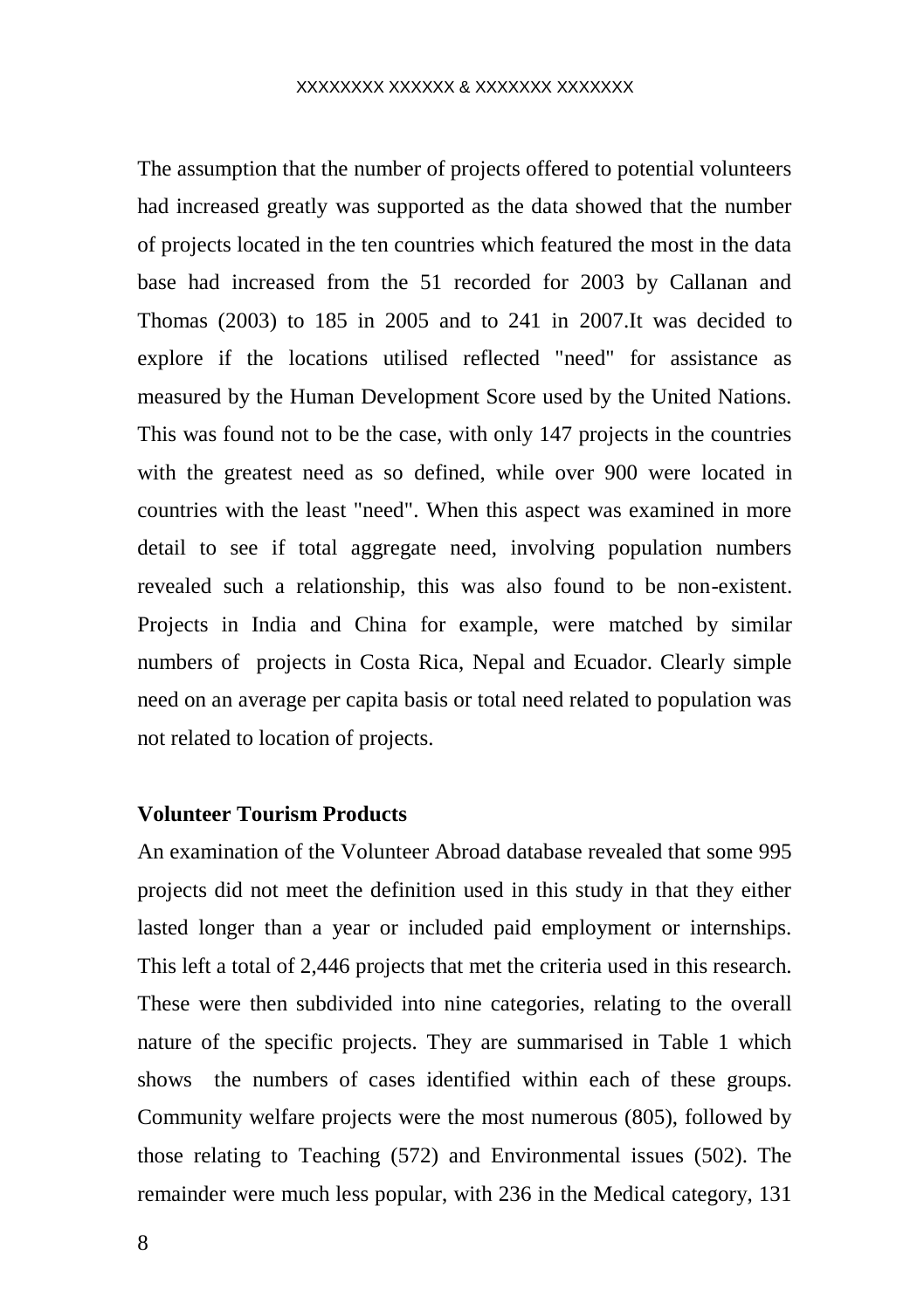The assumption that the number of projects offered to potential volunteers had increased greatly was supported as the data showed that the number of projects located in the ten countries which featured the most in the data base had increased from the 51 recorded for 2003 by Callanan and Thomas (2003) to 185 in 2005 and to 241 in 2007.It was decided to explore if the locations utilised reflected "need" for assistance as measured by the Human Development Score used by the United Nations. This was found not to be the case, with only 147 projects in the countries with the greatest need as so defined, while over 900 were located in countries with the least "need". When this aspect was examined in more detail to see if total aggregate need, involving population numbers revealed such a relationship, this was also found to be non-existent. Projects in India and China for example, were matched by similar numbers of projects in Costa Rica, Nepal and Ecuador. Clearly simple need on an average per capita basis or total need related to population was not related to location of projects.

**Volunteer Tourism Products**

An examination of the Volunteer Abroad database revealed that some 995 projects did not meet the definition used in this study in that they either lasted longer than a year or included paid employment or internships. This left a total of 2,446 projects that met the criteria used in this research. These were then subdivided into nine categories, relating to the overall nature of the specific projects. They are summarised in Table 1 which shows the numbers of cases identified within each of these groups. Community welfare projects were the most numerous (805), followed by those relating to Teaching (572) and Environmental issues (502). The remainder were much less popular, with 236 in the Medical category, 131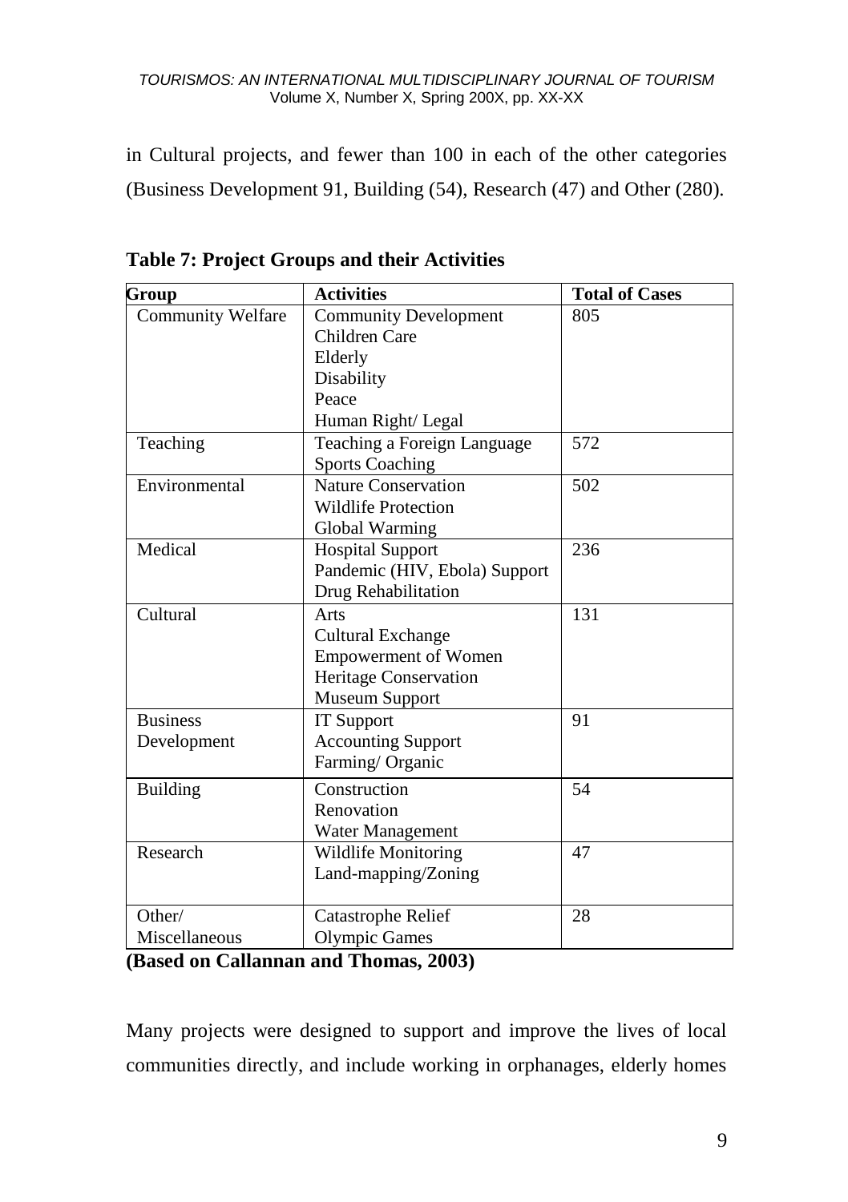in Cultural projects, and fewer than 100 in each of the other categories (Business Development 91, Building (54), Research (47) and Other (280).

**Table 7: Project Groups and their Activities**

| Group | Activities | Total of Cases |
|---|---|---|
| Community Welfare | Community Development<br>Children Care<br>Elderly<br>Disability<br>Peace<br>Human Right/ Legal | 805 |
| Teaching | Teaching a Foreign Language<br>Sports Coaching | 572 |
| Environmental | Nature Conservation<br>Wildlife Protection<br>Global Warming | 502 |
| Medical | Hospital Support<br>Pandemic (HIV, Ebola) Support<br>Drug Rehabilitation | 236 |
| Cultural | Arts<br>Cultural Exchange<br>Empowerment of Women<br>Heritage Conservation<br>Museum Support | 131 |
| Business Development | IT Support<br>Accounting Support<br>Farming/ Organic | 91 |
| Building | Construction<br>Renovation<br>Water Management | 54 |
| Research | Wildlife Monitoring<br>Land-mapping/Zoning | 47 |
| Other/ Miscellaneous | Catastrophe Relief<br>Olympic Games | 28 |

**(Based on Callannan and Thomas, 2003)**

Many projects were designed to support and improve the lives of local communities directly, and include working in orphanages, elderly homes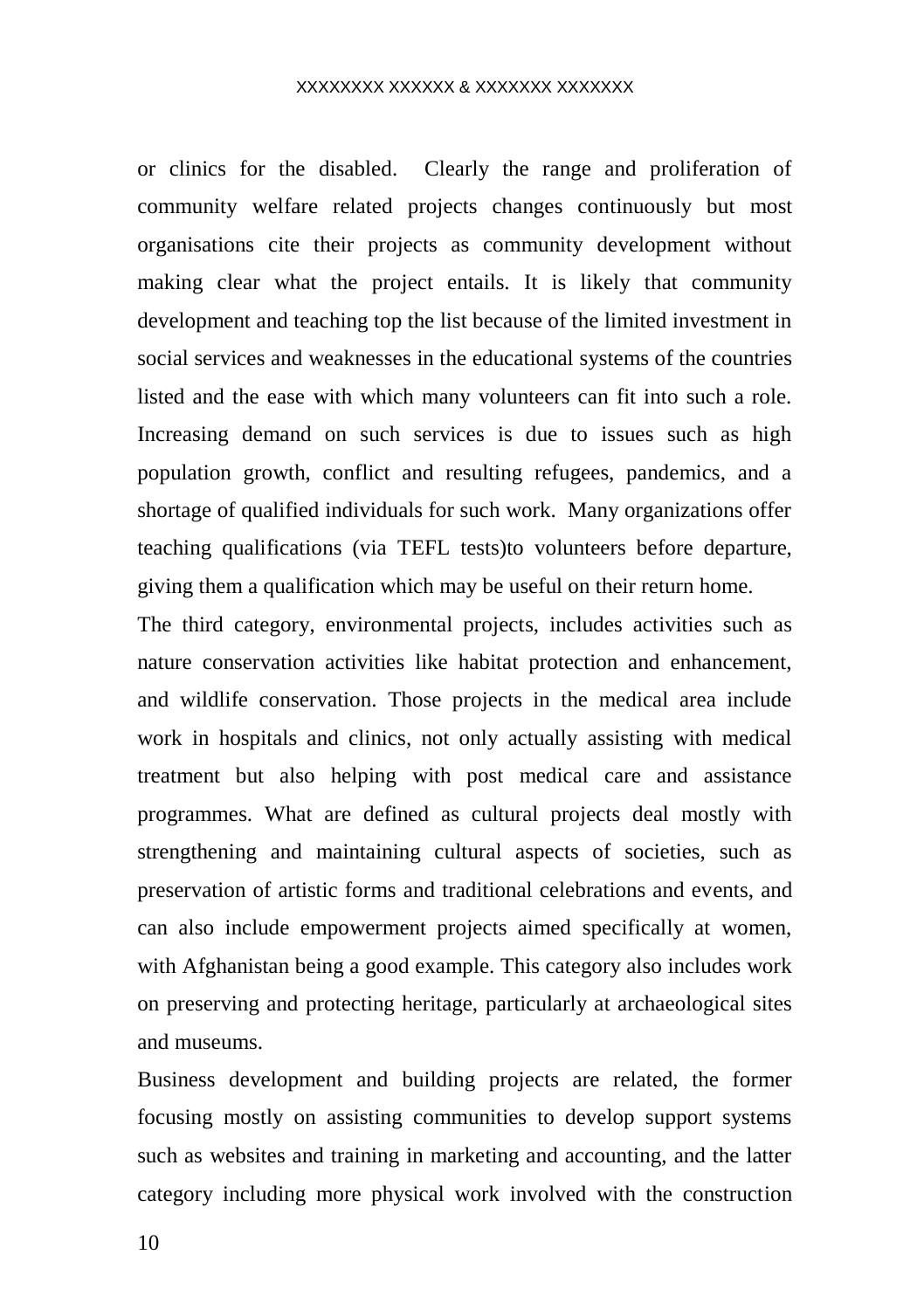or clinics for the disabled. Clearly the range and proliferation of community welfare related projects changes continuously but most organisations cite their projects as community development without making clear what the project entails. It is likely that community development and teaching top the list because of the limited investment in social services and weaknesses in the educational systems of the countries listed and the ease with which many volunteers can fit into such a role. Increasing demand on such services is due to issues such as high population growth, conflict and resulting refugees, pandemics, and a shortage of qualified individuals for such work. Many organizations offer teaching qualifications (via TEFL tests)to volunteers before departure, giving them a qualification which may be useful on their return home.

The third category, environmental projects, includes activities such as nature conservation activities like habitat protection and enhancement, and wildlife conservation. Those projects in the medical area include work in hospitals and clinics, not only actually assisting with medical treatment but also helping with post medical care and assistance programmes. What are defined as cultural projects deal mostly with strengthening and maintaining cultural aspects of societies, such as preservation of artistic forms and traditional celebrations and events, and can also include empowerment projects aimed specifically at women, with Afghanistan being a good example. This category also includes work on preserving and protecting heritage, particularly at archaeological sites and museums.

Business development and building projects are related, the former focusing mostly on assisting communities to develop support systems such as websites and training in marketing and accounting, and the latter category including more physical work involved with the construction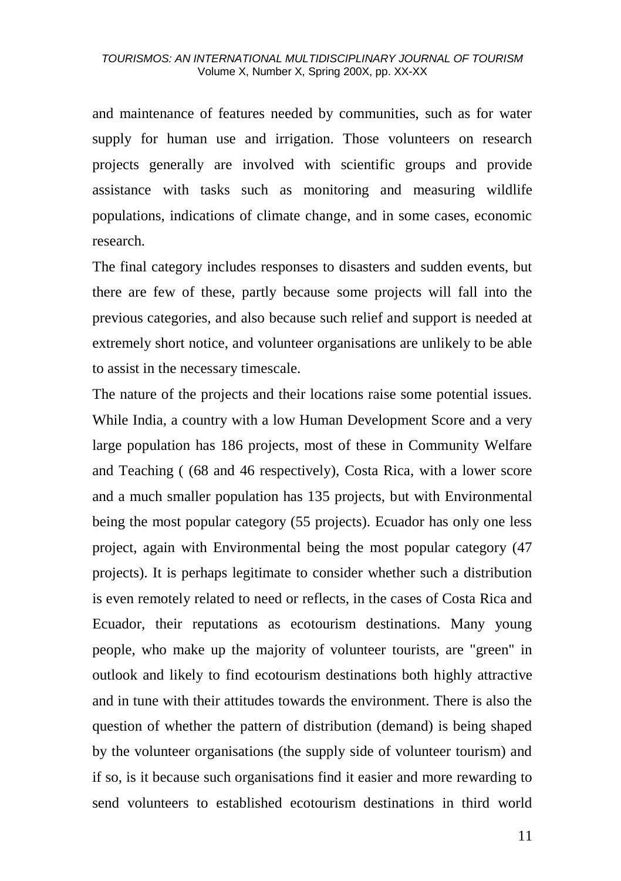and maintenance of features needed by communities, such as for water supply for human use and irrigation. Those volunteers on research projects generally are involved with scientific groups and provide assistance with tasks such as monitoring and measuring wildlife populations, indications of climate change, and in some cases, economic research.

The final category includes responses to disasters and sudden events, but there are few of these, partly because some projects will fall into the previous categories, and also because such relief and support is needed at extremely short notice, and volunteer organisations are unlikely to be able to assist in the necessary timescale.

The nature of the projects and their locations raise some potential issues. While India, a country with a low Human Development Score and a very large population has 186 projects, most of these in Community Welfare and Teaching ( (68 and 46 respectively), Costa Rica, with a lower score and a much smaller population has 135 projects, but with Environmental being the most popular category (55 projects). Ecuador has only one less project, again with Environmental being the most popular category (47 projects). It is perhaps legitimate to consider whether such a distribution is even remotely related to need or reflects, in the cases of Costa Rica and Ecuador, their reputations as ecotourism destinations. Many young people, who make up the majority of volunteer tourists, are "green" in outlook and likely to find ecotourism destinations both highly attractive and in tune with their attitudes towards the environment. There is also the question of whether the pattern of distribution (demand) is being shaped by the volunteer organisations (the supply side of volunteer tourism) and if so, is it because such organisations find it easier and more rewarding to send volunteers to established ecotourism destinations in third world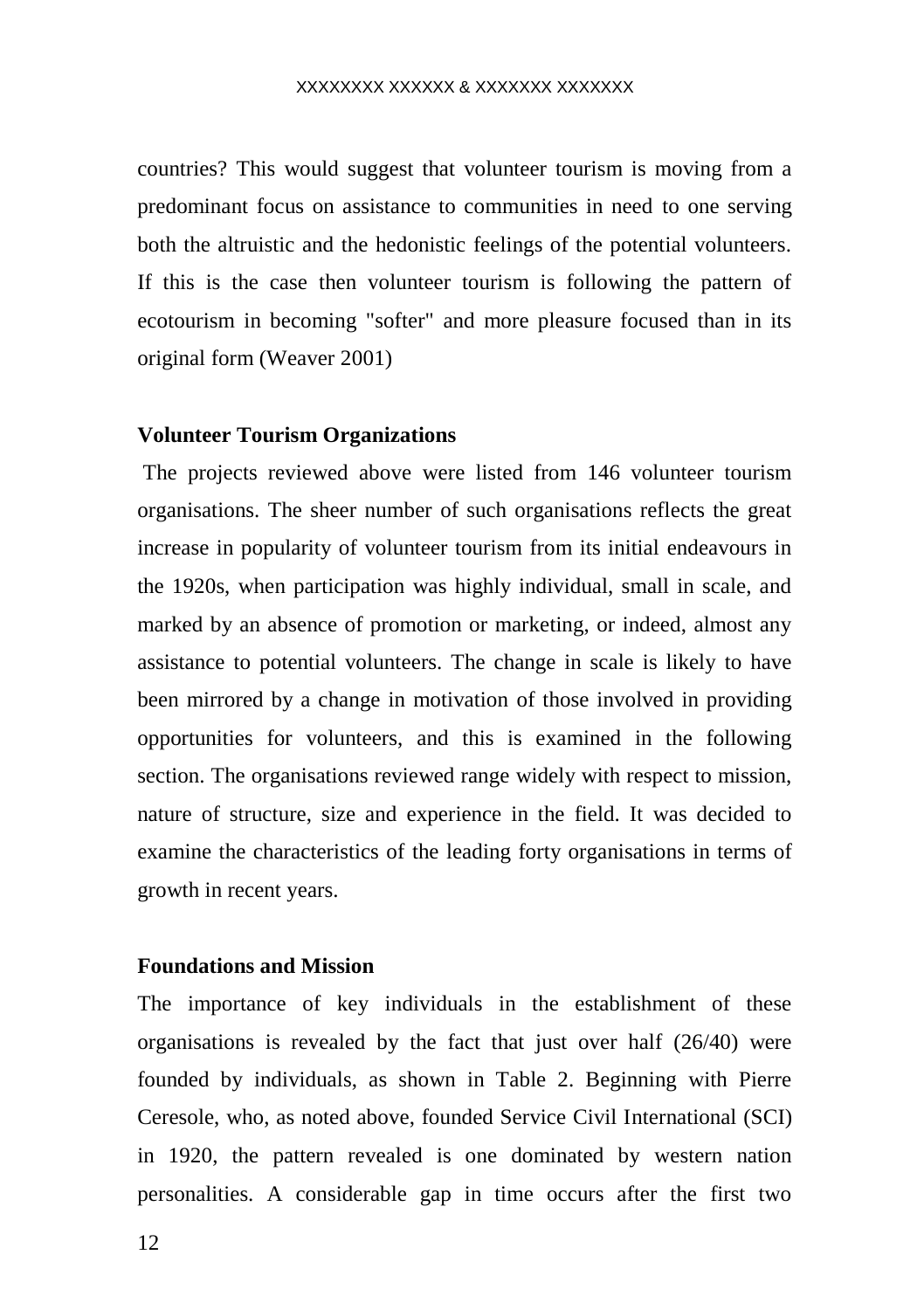countries? This would suggest that volunteer tourism is moving from a predominant focus on assistance to communities in need to one serving both the altruistic and the hedonistic feelings of the potential volunteers. If this is the case then volunteer tourism is following the pattern of ecotourism in becoming "softer" and more pleasure focused than in its original form (Weaver 2001)

**Volunteer Tourism Organizations**

The projects reviewed above were listed from 146 volunteer tourism organisations. The sheer number of such organisations reflects the great increase in popularity of volunteer tourism from its initial endeavours in the 1920s, when participation was highly individual, small in scale, and marked by an absence of promotion or marketing, or indeed, almost any assistance to potential volunteers. The change in scale is likely to have been mirrored by a change in motivation of those involved in providing opportunities for volunteers, and this is examined in the following section. The organisations reviewed range widely with respect to mission, nature of structure, size and experience in the field. It was decided to examine the characteristics of the leading forty organisations in terms of growth in recent years.

**Foundations and Mission**

The importance of key individuals in the establishment of these organisations is revealed by the fact that just over half (26/40) were founded by individuals, as shown in Table 2. Beginning with Pierre Ceresole, who, as noted above, founded Service Civil International (SCI) in 1920, the pattern revealed is one dominated by western nation personalities. A considerable gap in time occurs after the first two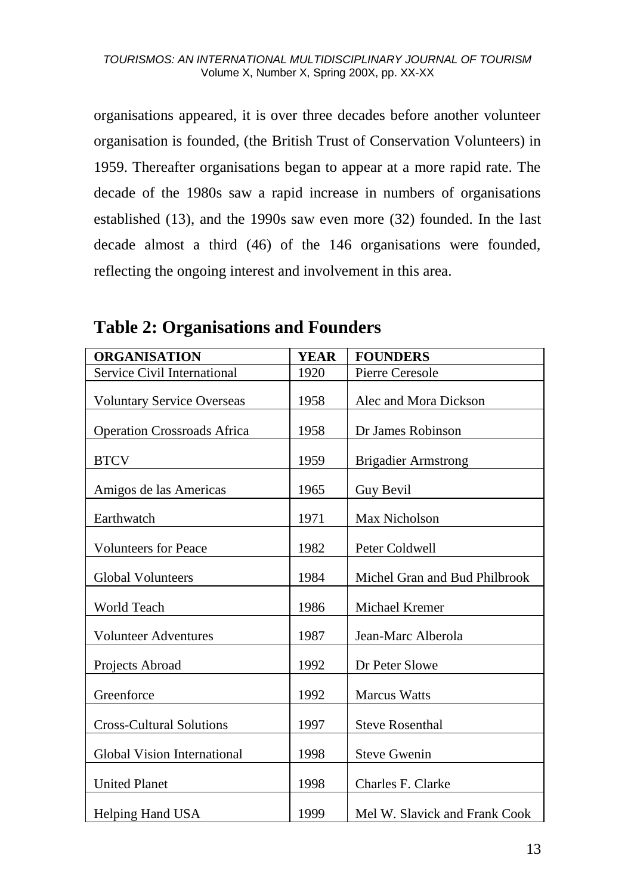organisations appeared, it is over three decades before another volunteer organisation is founded, (the British Trust of Conservation Volunteers) in 1959. Thereafter organisations began to appear at a more rapid rate. The decade of the 1980s saw a rapid increase in numbers of organisations established (13), and the 1990s saw even more (32) founded. In the last decade almost a third (46) of the 146 organisations were founded, reflecting the ongoing interest and involvement in this area.

## Table 2: Organisations and Founders

| ORGANISATION | YEAR | FOUNDERS |
|---|---|---|
| Service Civil International | 1920 | Pierre Ceresole |
| Voluntary Service Overseas | 1958 | Alec and Mora Dickson |
| Operation Crossroads Africa | 1958 | Dr James Robinson |
| BTCV | 1959 | Brigadier Armstrong |
| Amigos de las Americas | 1965 | Guy Bevil |
| Earthwatch | 1971 | Max Nicholson |
| Volunteers for Peace | 1982 | Peter Coldwell |
| Global Volunteers | 1984 | Michel Gran and Bud Philbrook |
| World Teach | 1986 | Michael Kremer |
| Volunteer Adventures | 1987 | Jean-Marc Alberola |
| Projects Abroad | 1992 | Dr Peter Slowe |
| Greenforce | 1992 | Marcus Watts |
| Cross-Cultural Solutions | 1997 | Steve Rosenthal |
| Global Vision International | 1998 | Steve Gwenin |
| United Planet | 1998 | Charles F. Clarke |
| Helping Hand USA | 1999 | Mel W. Slavick and Frank Cook |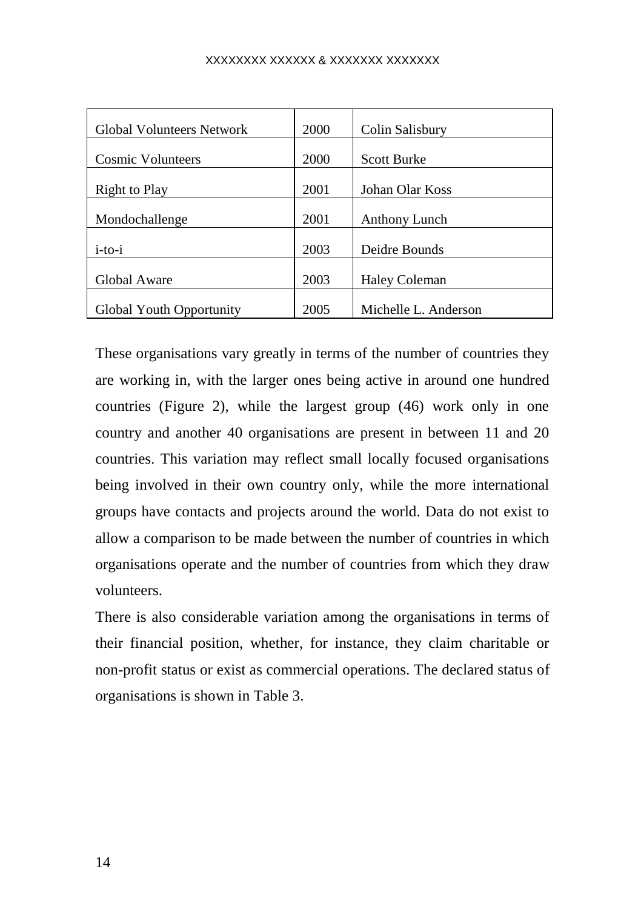| | | |
|---|---|---|
| Global Volunteers Network | 2000 | Colin Salisbury |
| Cosmic Volunteers | 2000 | Scott Burke |
| Right to Play | 2001 | Johan Olar Koss |
| Mondochallenge | 2001 | Anthony Lunch |
| i-to-i | 2003 | Deidre Bounds |
| Global Aware | 2003 | Haley Coleman |
| Global Youth Opportunity | 2005 | Michelle L. Anderson |

These organisations vary greatly in terms of the number of countries they are working in, with the larger ones being active in around one hundred countries (Figure 2), while the largest group (46) work only in one country and another 40 organisations are present in between 11 and 20 countries. This variation may reflect small locally focused organisations being involved in their own country only, while the more international groups have contacts and projects around the world. Data do not exist to allow a comparison to be made between the number of countries in which organisations operate and the number of countries from which they draw volunteers.

There is also considerable variation among the organisations in terms of their financial position, whether, for instance, they claim charitable or non-profit status or exist as commercial operations. The declared status of organisations is shown in Table 3.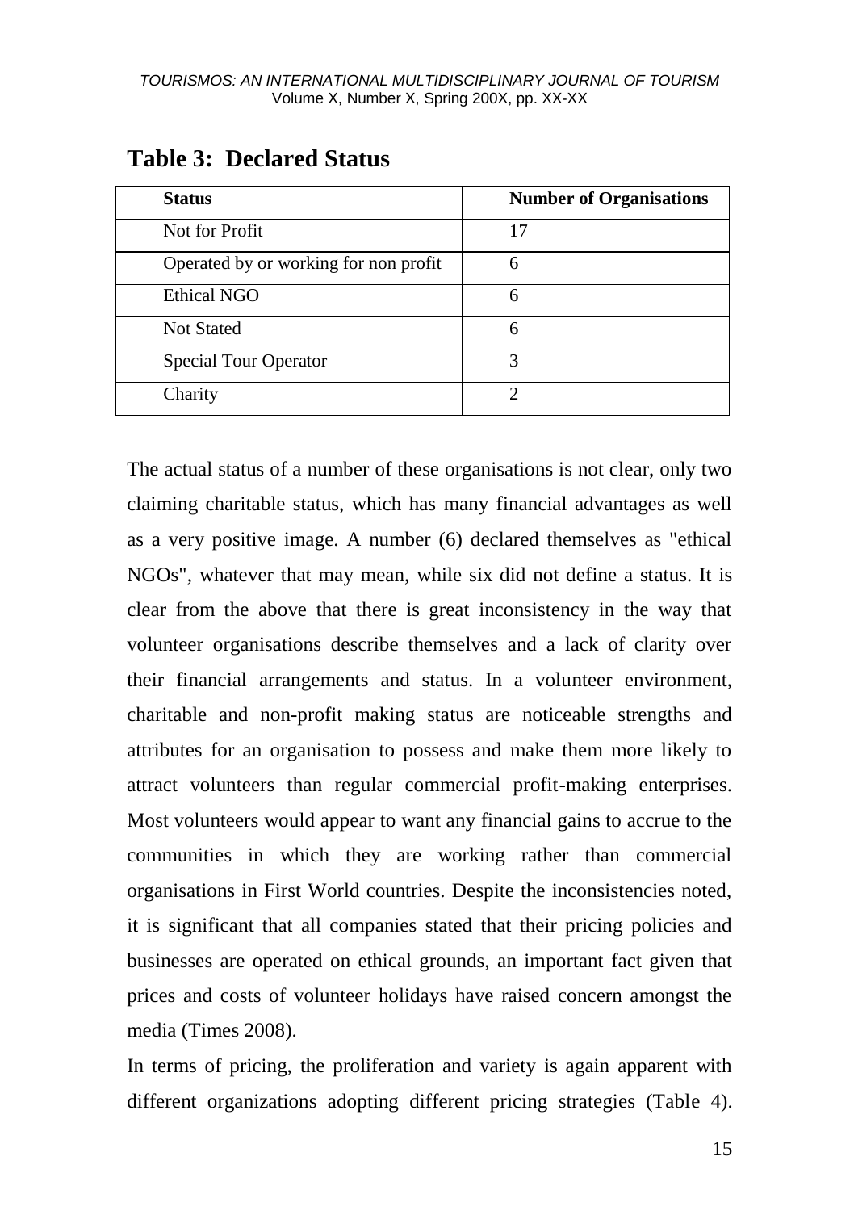## Table 3: Declared Status

| Status | Number of Organisations |
|---|---|
| Not for Profit | 17 |
| Operated by or working for non profit | 6 |
| Ethical NGO | 6 |
| Not Stated | 6 |
| Special Tour Operator | 3 |
| Charity | 2 |

The actual status of a number of these organisations is not clear, only two claiming charitable status, which has many financial advantages as well as a very positive image. A number (6) declared themselves as "ethical NGOs", whatever that may mean, while six did not define a status. It is clear from the above that there is great inconsistency in the way that volunteer organisations describe themselves and a lack of clarity over their financial arrangements and status. In a volunteer environment, charitable and non-profit making status are noticeable strengths and attributes for an organisation to possess and make them more likely to attract volunteers than regular commercial profit-making enterprises. Most volunteers would appear to want any financial gains to accrue to the communities in which they are working rather than commercial organisations in First World countries. Despite the inconsistencies noted, it is significant that all companies stated that their pricing policies and businesses are operated on ethical grounds, an important fact given that prices and costs of volunteer holidays have raised concern amongst the media (Times 2008).

In terms of pricing, the proliferation and variety is again apparent with different organizations adopting different pricing strategies (Table 4).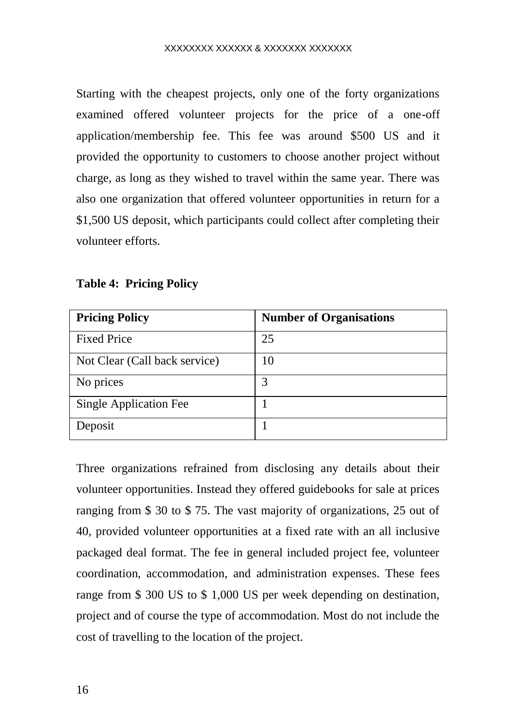Starting with the cheapest projects, only one of the forty organizations examined offered volunteer projects for the price of a one-off application/membership fee. This fee was around $500 US and it provided the opportunity to customers to choose another project without charge, as long as they wished to travel within the same year. There was also one organization that offered volunteer opportunities in return for a $1,500 US deposit, which participants could collect after completing their volunteer efforts.

**Table 4: Pricing Policy**

| Pricing Policy | Number of Organisations |
|---|---|
| Fixed Price | 25 |
| Not Clear (Call back service) | 10 |
| No prices | 3 |
| Single Application Fee | 1 |
| Deposit | 1 |

Three organizations refrained from disclosing any details about their volunteer opportunities. Instead they offered guidebooks for sale at prices ranging from $ 30 to $ 75. The vast majority of organizations, 25 out of 40, provided volunteer opportunities at a fixed rate with an all inclusive packaged deal format. The fee in general included project fee, volunteer coordination, accommodation, and administration expenses. These fees range from $ 300 US to $ 1,000 US per week depending on destination, project and of course the type of accommodation. Most do not include the cost of travelling to the location of the project.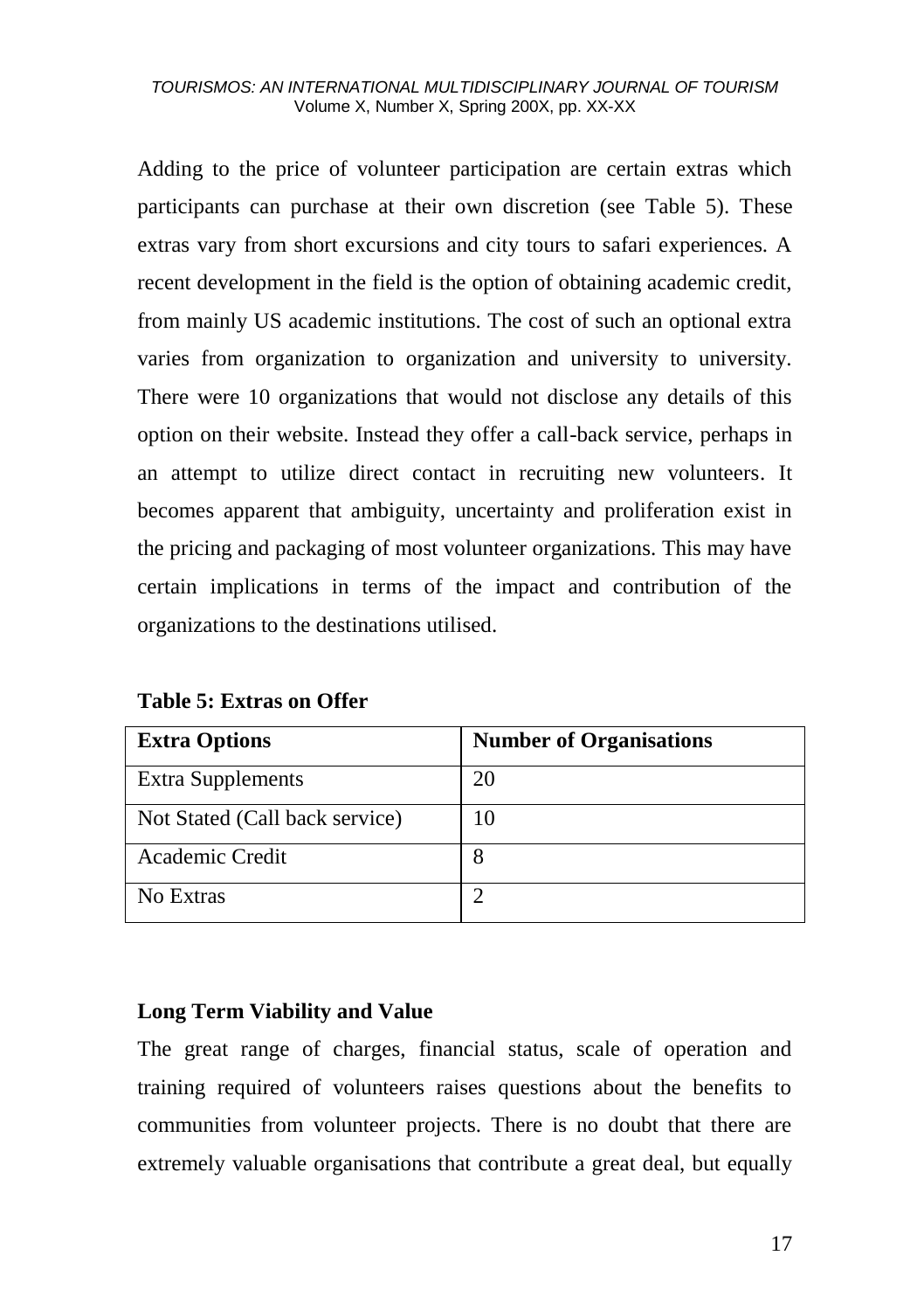Adding to the price of volunteer participation are certain extras which participants can purchase at their own discretion (see Table 5). These extras vary from short excursions and city tours to safari experiences. A recent development in the field is the option of obtaining academic credit, from mainly US academic institutions. The cost of such an optional extra varies from organization to organization and university to university. There were 10 organizations that would not disclose any details of this option on their website. Instead they offer a call-back service, perhaps in an attempt to utilize direct contact in recruiting new volunteers. It becomes apparent that ambiguity, uncertainty and proliferation exist in the pricing and packaging of most volunteer organizations. This may have certain implications in terms of the impact and contribution of the organizations to the destinations utilised.

**Table 5: Extras on Offer**

| Extra Options | Number of Organisations |
|---|---|
| Extra Supplements | 20 |
| Not Stated (Call back service) | 10 |
| Academic Credit | 8 |
| No Extras | 2 |

### Long Term Viability and Value

The great range of charges, financial status, scale of operation and training required of volunteers raises questions about the benefits to communities from volunteer projects. There is no doubt that there are extremely valuable organisations that contribute a great deal, but equally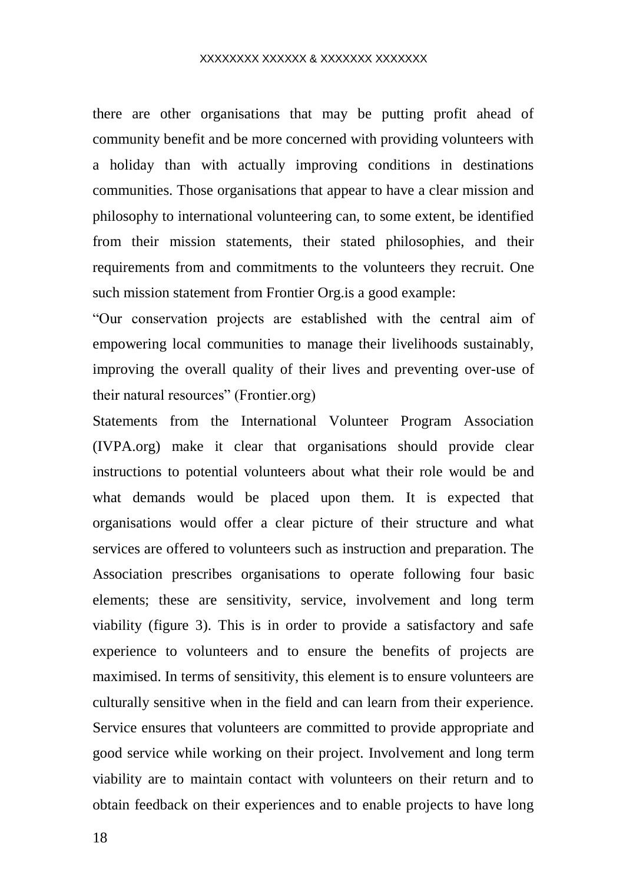there are other organisations that may be putting profit ahead of community benefit and be more concerned with providing volunteers with a holiday than with actually improving conditions in destinations communities. Those organisations that appear to have a clear mission and philosophy to international volunteering can, to some extent, be identified from their mission statements, their stated philosophies, and their requirements from and commitments to the volunteers they recruit. One such mission statement from Frontier Org.is a good example:

"Our conservation projects are established with the central aim of empowering local communities to manage their livelihoods sustainably, improving the overall quality of their lives and preventing over-use of their natural resources" (Frontier.org)

Statements from the International Volunteer Program Association (IVPA.org) make it clear that organisations should provide clear instructions to potential volunteers about what their role would be and what demands would be placed upon them. It is expected that organisations would offer a clear picture of their structure and what services are offered to volunteers such as instruction and preparation. The Association prescribes organisations to operate following four basic elements; these are sensitivity, service, involvement and long term viability (figure 3). This is in order to provide a satisfactory and safe experience to volunteers and to ensure the benefits of projects are maximised. In terms of sensitivity, this element is to ensure volunteers are culturally sensitive when in the field and can learn from their experience. Service ensures that volunteers are committed to provide appropriate and good service while working on their project. Involvement and long term viability are to maintain contact with volunteers on their return and to obtain feedback on their experiences and to enable projects to have long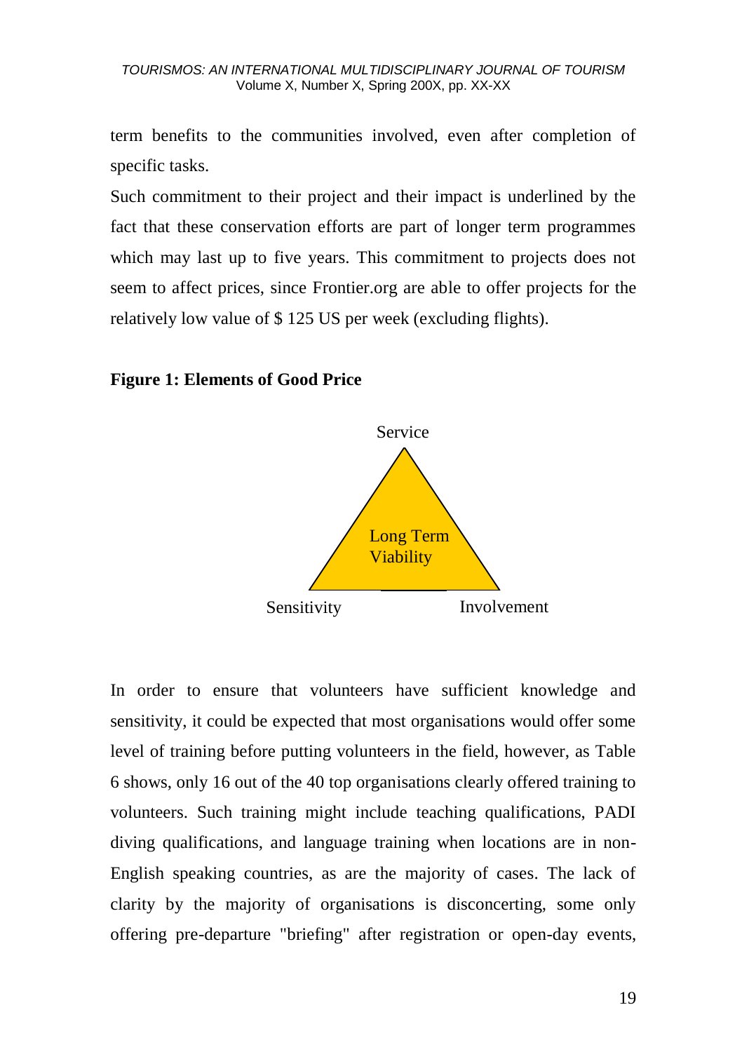term benefits to the communities involved, even after completion of specific tasks.

Such commitment to their project and their impact is underlined by the fact that these conservation efforts are part of longer term programmes which may last up to five years. This commitment to projects does not seem to affect prices, since Frontier.org are able to offer projects for the relatively low value of $ 125 US per week (excluding flights).

**Figure 1: Elements of Good Price**

Service

Long Term Viability

Sensitivity

Involvement

In order to ensure that volunteers have sufficient knowledge and sensitivity, it could be expected that most organisations would offer some level of training before putting volunteers in the field, however, as Table 6 shows, only 16 out of the 40 top organisations clearly offered training to volunteers. Such training might include teaching qualifications, PADI diving qualifications, and language training when locations are in non-English speaking countries, as are the majority of cases. The lack of clarity by the majority of organisations is disconcerting, some only offering pre-departure "briefing" after registration or open-day events,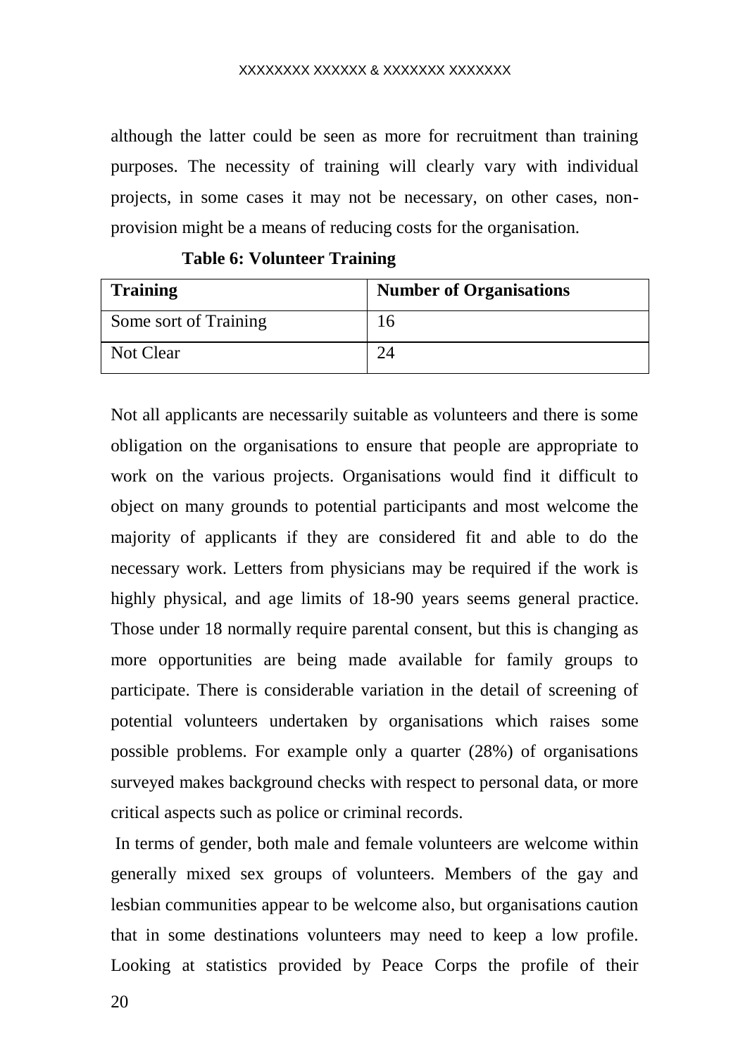although the latter could be seen as more for recruitment than training purposes. The necessity of training will clearly vary with individual projects, in some cases it may not be necessary, on other cases, non-provision might be a means of reducing costs for the organisation.

**Table 6: Volunteer Training**

| **Training** | **Number of Organisations** |
| --- | --- |
| Some sort of Training | 16 |
| Not Clear | 24 |

Not all applicants are necessarily suitable as volunteers and there is some obligation on the organisations to ensure that people are appropriate to work on the various projects. Organisations would find it difficult to object on many grounds to potential participants and most welcome the majority of applicants if they are considered fit and able to do the necessary work. Letters from physicians may be required if the work is highly physical, and age limits of 18-90 years seems general practice. Those under 18 normally require parental consent, but this is changing as more opportunities are being made available for family groups to participate. There is considerable variation in the detail of screening of potential volunteers undertaken by organisations which raises some possible problems. For example only a quarter (28%) of organisations surveyed makes background checks with respect to personal data, or more critical aspects such as police or criminal records.

In terms of gender, both male and female volunteers are welcome within generally mixed sex groups of volunteers. Members of the gay and lesbian communities appear to be welcome also, but organisations caution that in some destinations volunteers may need to keep a low profile. Looking at statistics provided by Peace Corps the profile of their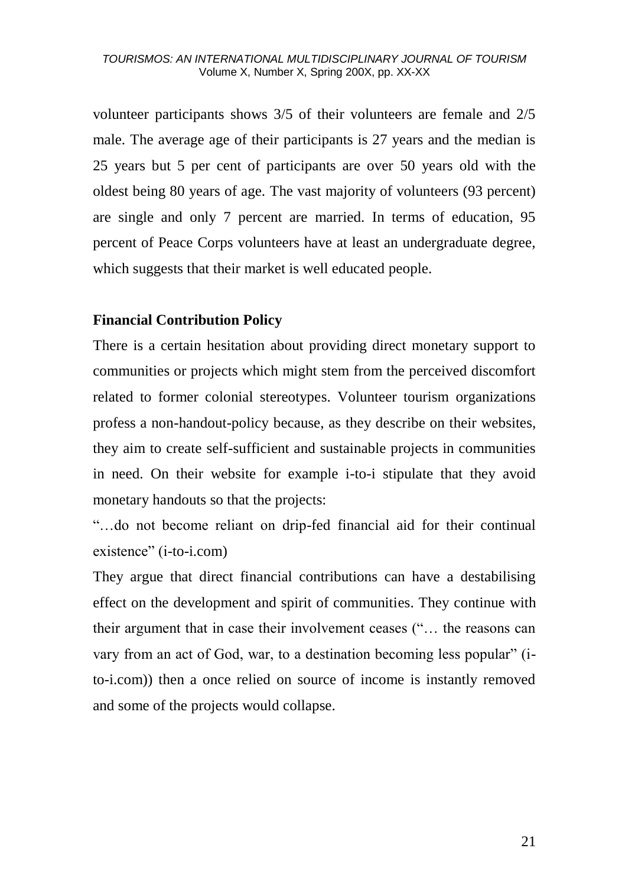volunteer participants shows 3/5 of their volunteers are female and 2/5 male. The average age of their participants is 27 years and the median is 25 years but 5 per cent of participants are over 50 years old with the oldest being 80 years of age. The vast majority of volunteers (93 percent) are single and only 7 percent are married. In terms of education, 95 percent of Peace Corps volunteers have at least an undergraduate degree, which suggests that their market is well educated people.

**Financial Contribution Policy**

There is a certain hesitation about providing direct monetary support to communities or projects which might stem from the perceived discomfort related to former colonial stereotypes. Volunteer tourism organizations profess a non-handout-policy because, as they describe on their websites, they aim to create self-sufficient and sustainable projects in communities in need. On their website for example i-to-i stipulate that they avoid monetary handouts so that the projects:

"…do not become reliant on drip-fed financial aid for their continual existence" (i-to-i.com)

They argue that direct financial contributions can have a destabilising effect on the development and spirit of communities. They continue with their argument that in case their involvement ceases ("… the reasons can vary from an act of God, war, to a destination becoming less popular" (i-to-i.com)) then a once relied on source of income is instantly removed and some of the projects would collapse.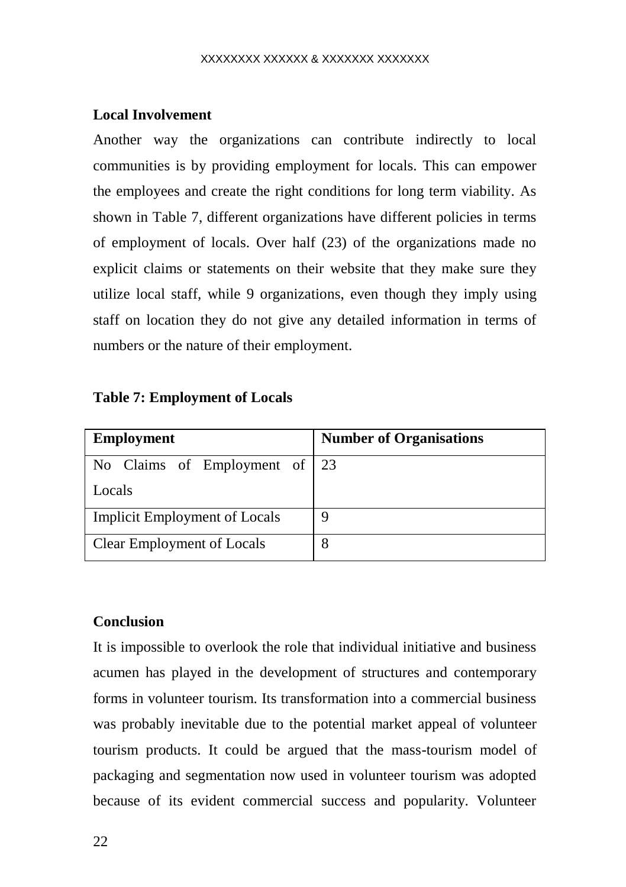**Local Involvement**

Another way the organizations can contribute indirectly to local communities is by providing employment for locals. This can empower the employees and create the right conditions for long term viability. As shown in Table 7, different organizations have different policies in terms of employment of locals. Over half (23) of the organizations made no explicit claims or statements on their website that they make sure they utilize local staff, while 9 organizations, even though they imply using staff on location they do not give any detailed information in terms of numbers or the nature of their employment.

**Table 7: Employment of Locals**

| Employment | Number of Organisations |
| --- | --- |
| No Claims of Employment of Locals | 23 |
| Implicit Employment of Locals | 9 |
| Clear Employment of Locals | 8 |

**Conclusion**

It is impossible to overlook the role that individual initiative and business acumen has played in the development of structures and contemporary forms in volunteer tourism. Its transformation into a commercial business was probably inevitable due to the potential market appeal of volunteer tourism products. It could be argued that the mass-tourism model of packaging and segmentation now used in volunteer tourism was adopted because of its evident commercial success and popularity. Volunteer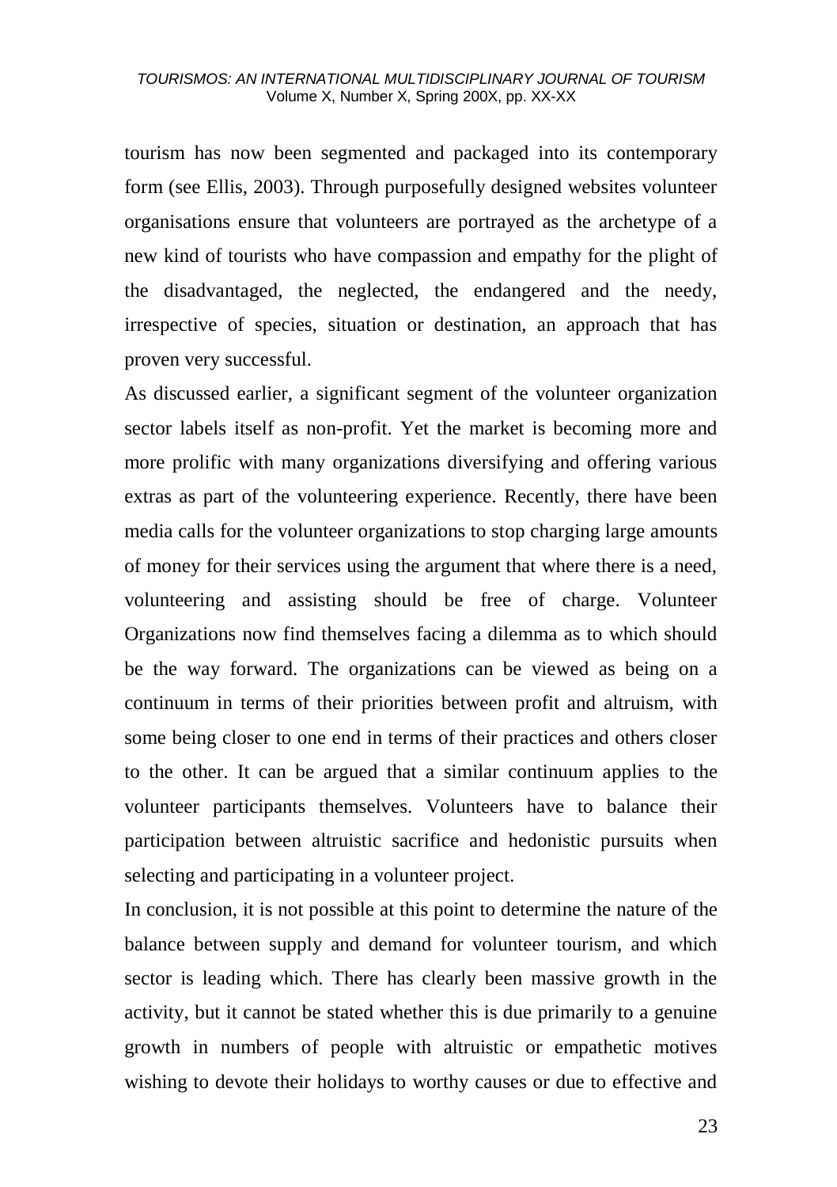tourism has now been segmented and packaged into its contemporary form (see Ellis, 2003). Through purposefully designed websites volunteer organisations ensure that volunteers are portrayed as the archetype of a new kind of tourists who have compassion and empathy for the plight of the disadvantaged, the neglected, the endangered and the needy, irrespective of species, situation or destination, an approach that has proven very successful.

As discussed earlier, a significant segment of the volunteer organization sector labels itself as non-profit. Yet the market is becoming more and more prolific with many organizations diversifying and offering various extras as part of the volunteering experience. Recently, there have been media calls for the volunteer organizations to stop charging large amounts of money for their services using the argument that where there is a need, volunteering and assisting should be free of charge. Volunteer Organizations now find themselves facing a dilemma as to which should be the way forward. The organizations can be viewed as being on a continuum in terms of their priorities between profit and altruism, with some being closer to one end in terms of their practices and others closer to the other. It can be argued that a similar continuum applies to the volunteer participants themselves. Volunteers have to balance their participation between altruistic sacrifice and hedonistic pursuits when selecting and participating in a volunteer project.

In conclusion, it is not possible at this point to determine the nature of the balance between supply and demand for volunteer tourism, and which sector is leading which. There has clearly been massive growth in the activity, but it cannot be stated whether this is due primarily to a genuine growth in numbers of people with altruistic or empathetic motives wishing to devote their holidays to worthy causes or due to effective and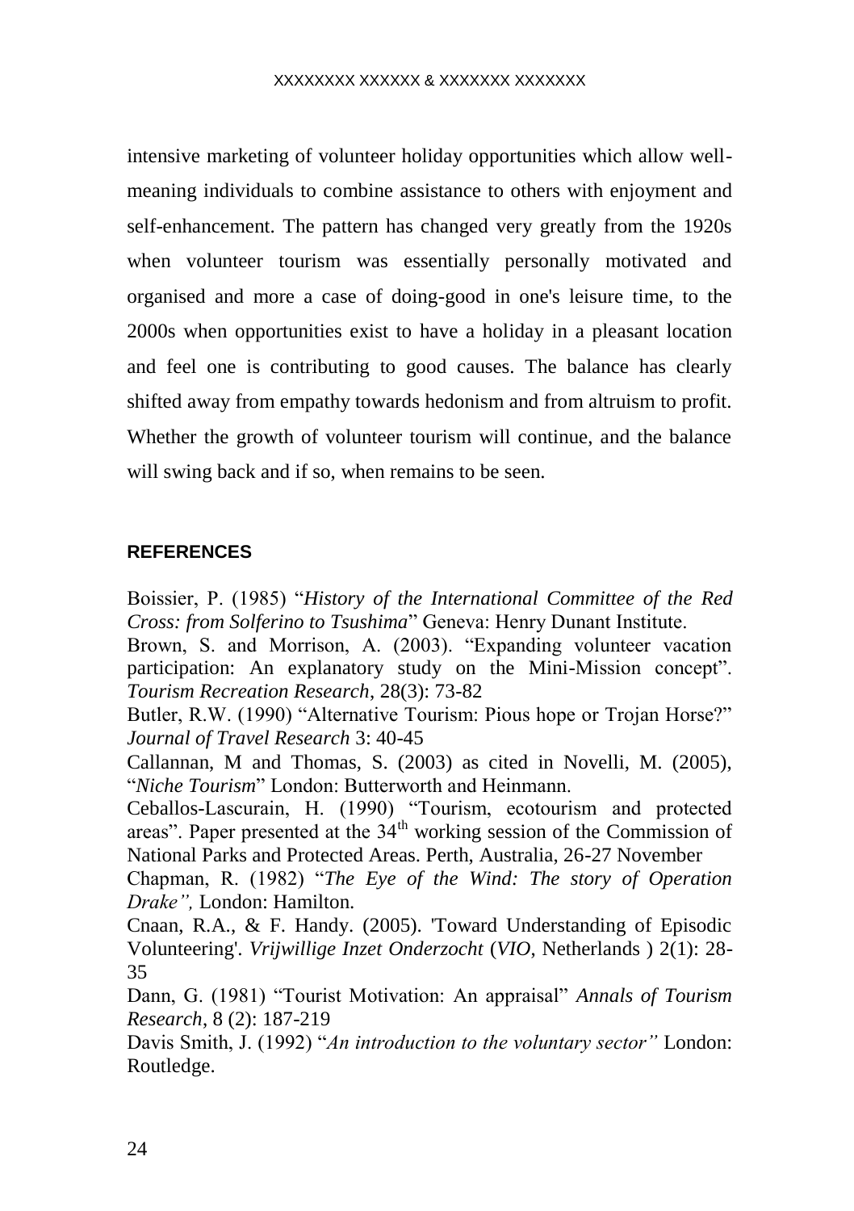intensive marketing of volunteer holiday opportunities which allow well-meaning individuals to combine assistance to others with enjoyment and self-enhancement. The pattern has changed very greatly from the 1920s when volunteer tourism was essentially personally motivated and organised and more a case of doing-good in one's leisure time, to the 2000s when opportunities exist to have a holiday in a pleasant location and feel one is contributing to good causes. The balance has clearly shifted away from empathy towards hedonism and from altruism to profit. Whether the growth of volunteer tourism will continue, and the balance will swing back and if so, when remains to be seen.

## REFERENCES

Boissier, P. (1985) "*History of the International Committee of the Red Cross: from Solferino to Tsushima*" Geneva: Henry Dunant Institute.

Brown, S. and Morrison, A. (2003). "Expanding volunteer vacation participation: An explanatory study on the Mini-Mission concept". *Tourism Recreation Research*, 28(3): 73-82

Butler, R.W. (1990) "Alternative Tourism: Pious hope or Trojan Horse?" *Journal of Travel Research* 3: 40-45

Callannan, M and Thomas, S. (2003) as cited in Novelli, M. (2005), "*Niche Tourism*" London: Butterworth and Heinmann.

Ceballos-Lascurain, H. (1990) "Tourism, ecotourism and protected areas". Paper presented at the 34th working session of the Commission of National Parks and Protected Areas. Perth, Australia, 26-27 November

Chapman, R. (1982) "*The Eye of the Wind: The story of Operation Drake",* London: Hamilton.

Cnaan, R.A., & F. Handy. (2005). 'Toward Understanding of Episodic Volunteering'. *Vrijwillige Inzet Onderzocht* (*VIO*, Netherlands ) 2(1): 28-35

Dann, G. (1981) "Tourist Motivation: An appraisal" *Annals of Tourism Research*, 8 (2): 187-219

Davis Smith, J. (1992) "*An introduction to the voluntary sector"* London: Routledge.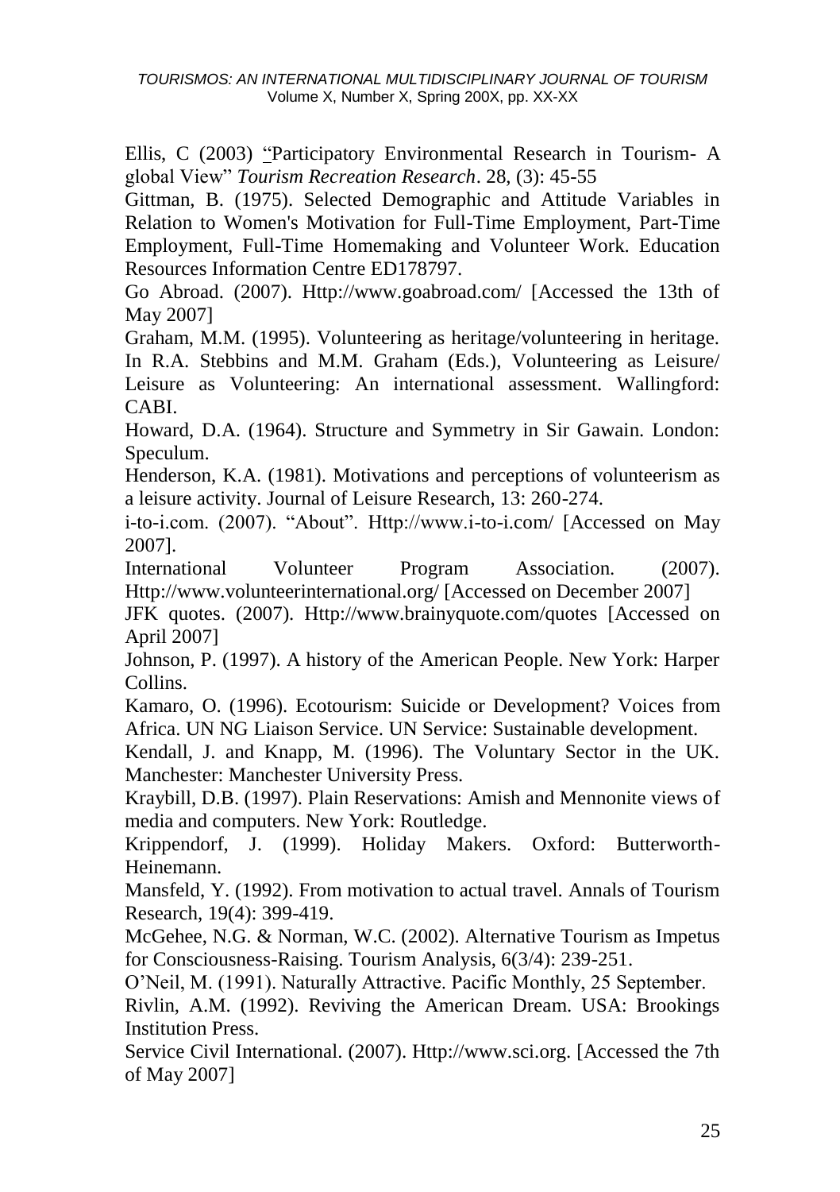Ellis, C (2003) "Participatory Environmental Research in Tourism- A global View" *Tourism Recreation Research*. 28, (3): 45-55

Gittman, B. (1975). Selected Demographic and Attitude Variables in Relation to Women's Motivation for Full-Time Employment, Part-Time Employment, Full-Time Homemaking and Volunteer Work. Education Resources Information Centre ED178797.

Go Abroad. (2007). Http://www.goabroad.com/ [Accessed the 13th of May 2007]

Graham, M.M. (1995). Volunteering as heritage/volunteering in heritage. In R.A. Stebbins and M.M. Graham (Eds.), Volunteering as Leisure/ Leisure as Volunteering: An international assessment. Wallingford: CABI.

Howard, D.A. (1964). Structure and Symmetry in Sir Gawain. London: Speculum.

Henderson, K.A. (1981). Motivations and perceptions of volunteerism as a leisure activity. Journal of Leisure Research, 13: 260-274.

i-to-i.com. (2007). "About". Http://www.i-to-i.com/ [Accessed on May 2007].

International Volunteer Program Association. (2007). Http://www.volunteerinternational.org/ [Accessed on December 2007]

JFK quotes. (2007). Http://www.brainyquote.com/quotes [Accessed on April 2007]

Johnson, P. (1997). A history of the American People. New York: Harper Collins.

Kamaro, O. (1996). Ecotourism: Suicide or Development? Voices from Africa. UN NG Liaison Service. UN Service: Sustainable development.

Kendall, J. and Knapp, M. (1996). The Voluntary Sector in the UK. Manchester: Manchester University Press.

Kraybill, D.B. (1997). Plain Reservations: Amish and Mennonite views of media and computers. New York: Routledge.

Krippendorf, J. (1999). Holiday Makers. Oxford: Butterworth-Heinemann.

Mansfeld, Y. (1992). From motivation to actual travel. Annals of Tourism Research, 19(4): 399-419.

McGehee, N.G. & Norman, W.C. (2002). Alternative Tourism as Impetus for Consciousness-Raising. Tourism Analysis, 6(3/4): 239-251.

O'Neil, M. (1991). Naturally Attractive. Pacific Monthly, 25 September.

Rivlin, A.M. (1992). Reviving the American Dream. USA: Brookings Institution Press.

Service Civil International. (2007). Http://www.sci.org. [Accessed the 7th of May 2007]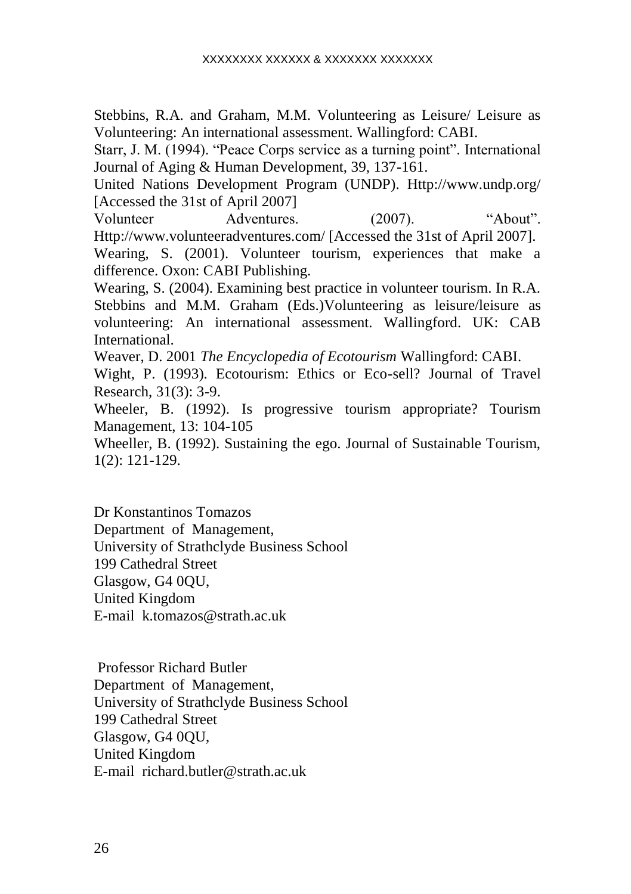Stebbins, R.A. and Graham, M.M. Volunteering as Leisure/ Leisure as Volunteering: An international assessment. Wallingford: CABI.

Starr, J. M. (1994). "Peace Corps service as a turning point". International Journal of Aging & Human Development, 39, 137-161.

United Nations Development Program (UNDP). Http://www.undp.org/ [Accessed the 31st of April 2007]

Volunteer Adventures. (2007). "About". Http://www.volunteeradventures.com/ [Accessed the 31st of April 2007].

Wearing, S. (2001). Volunteer tourism, experiences that make a difference. Oxon: CABI Publishing.

Wearing, S. (2004). Examining best practice in volunteer tourism. In R.A. Stebbins and M.M. Graham (Eds.)Volunteering as leisure/leisure as volunteering: An international assessment. Wallingford. UK: CAB International.

Weaver, D. 2001 *The Encyclopedia of Ecotourism* Wallingford: CABI.

Wight, P. (1993). Ecotourism: Ethics or Eco-sell? Journal of Travel Research, 31(3): 3-9.

Wheeler, B. (1992). Is progressive tourism appropriate? Tourism Management, 13: 104-105

Wheeller, B. (1992). Sustaining the ego. Journal of Sustainable Tourism, 1(2): 121-129.

Dr Konstantinos Tomazos
Department of Management,
University of Strathclyde Business School
199 Cathedral Street
Glasgow, G4 0QU,
United Kingdom
E-mail k.tomazos@strath.ac.uk

Professor Richard Butler
Department of Management,
University of Strathclyde Business School
199 Cathedral Street
Glasgow, G4 0QU,
United Kingdom
E-mail richard.butler@strath.ac.uk